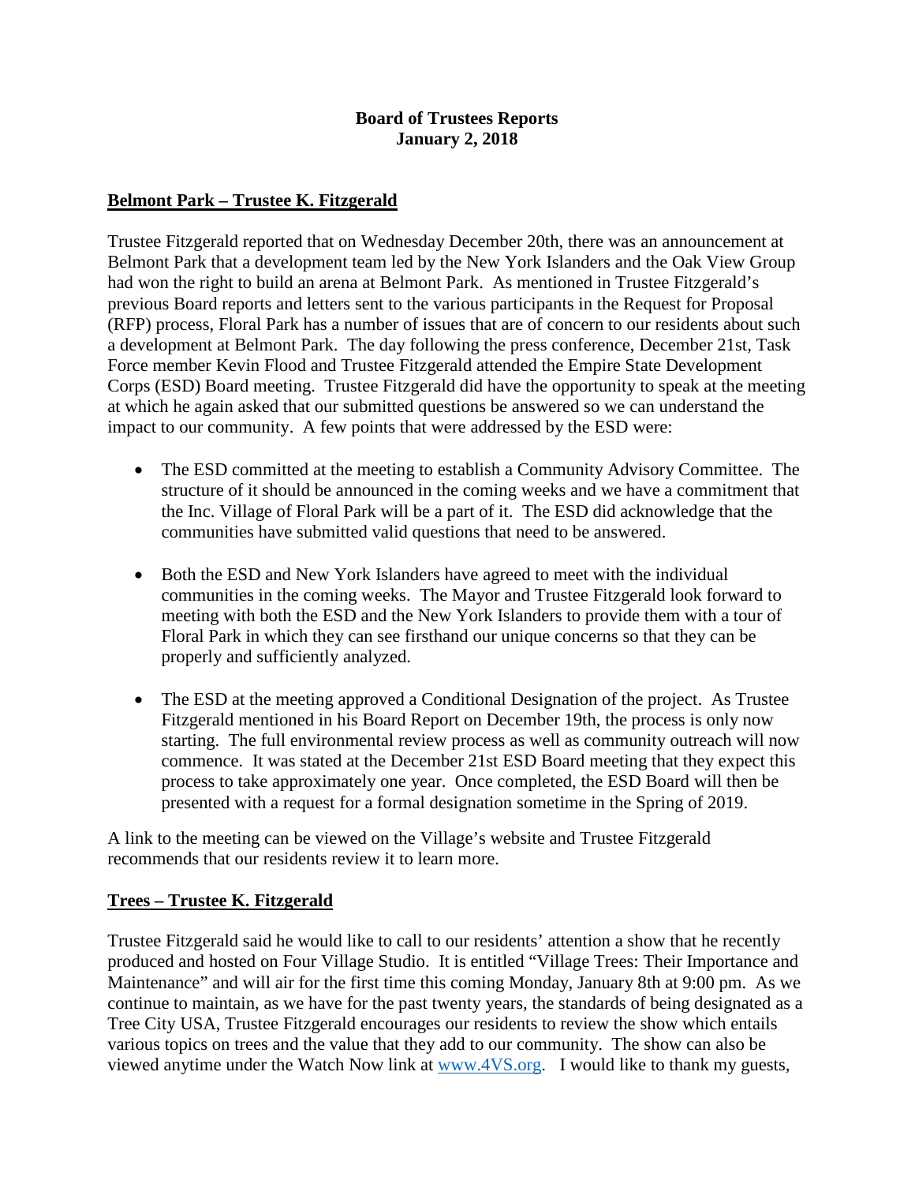**Board of Trustees Reports**
**January 2, 2018**

## Belmont Park – Trustee K. Fitzgerald

Trustee Fitzgerald reported that on Wednesday December 20th, there was an announcement at Belmont Park that a development team led by the New York Islanders and the Oak View Group had won the right to build an arena at Belmont Park. As mentioned in Trustee Fitzgerald's previous Board reports and letters sent to the various participants in the Request for Proposal (RFP) process, Floral Park has a number of issues that are of concern to our residents about such a development at Belmont Park. The day following the press conference, December 21st, Task Force member Kevin Flood and Trustee Fitzgerald attended the Empire State Development Corps (ESD) Board meeting. Trustee Fitzgerald did have the opportunity to speak at the meeting at which he again asked that our submitted questions be answered so we can understand the impact to our community. A few points that were addressed by the ESD were:

- The ESD committed at the meeting to establish a Community Advisory Committee. The structure of it should be announced in the coming weeks and we have a commitment that the Inc. Village of Floral Park will be a part of it. The ESD did acknowledge that the communities have submitted valid questions that need to be answered.

- Both the ESD and New York Islanders have agreed to meet with the individual communities in the coming weeks. The Mayor and Trustee Fitzgerald look forward to meeting with both the ESD and the New York Islanders to provide them with a tour of Floral Park in which they can see firsthand our unique concerns so that they can be properly and sufficiently analyzed.

- The ESD at the meeting approved a Conditional Designation of the project. As Trustee Fitzgerald mentioned in his Board Report on December 19th, the process is only now starting. The full environmental review process as well as community outreach will now commence. It was stated at the December 21st ESD Board meeting that they expect this process to take approximately one year. Once completed, the ESD Board will then be presented with a request for a formal designation sometime in the Spring of 2019.

A link to the meeting can be viewed on the Village's website and Trustee Fitzgerald recommends that our residents review it to learn more.

## Trees – Trustee K. Fitzgerald

Trustee Fitzgerald said he would like to call to our residents' attention a show that he recently produced and hosted on Four Village Studio. It is entitled "Village Trees: Their Importance and Maintenance" and will air for the first time this coming Monday, January 8th at 9:00 pm. As we continue to maintain, as we have for the past twenty years, the standards of being designated as a Tree City USA, Trustee Fitzgerald encourages our residents to review the show which entails various topics on trees and the value that they add to our community. The show can also be viewed anytime under the Watch Now link at [www.4VS.org](http://www.4VS.org). I would like to thank my guests,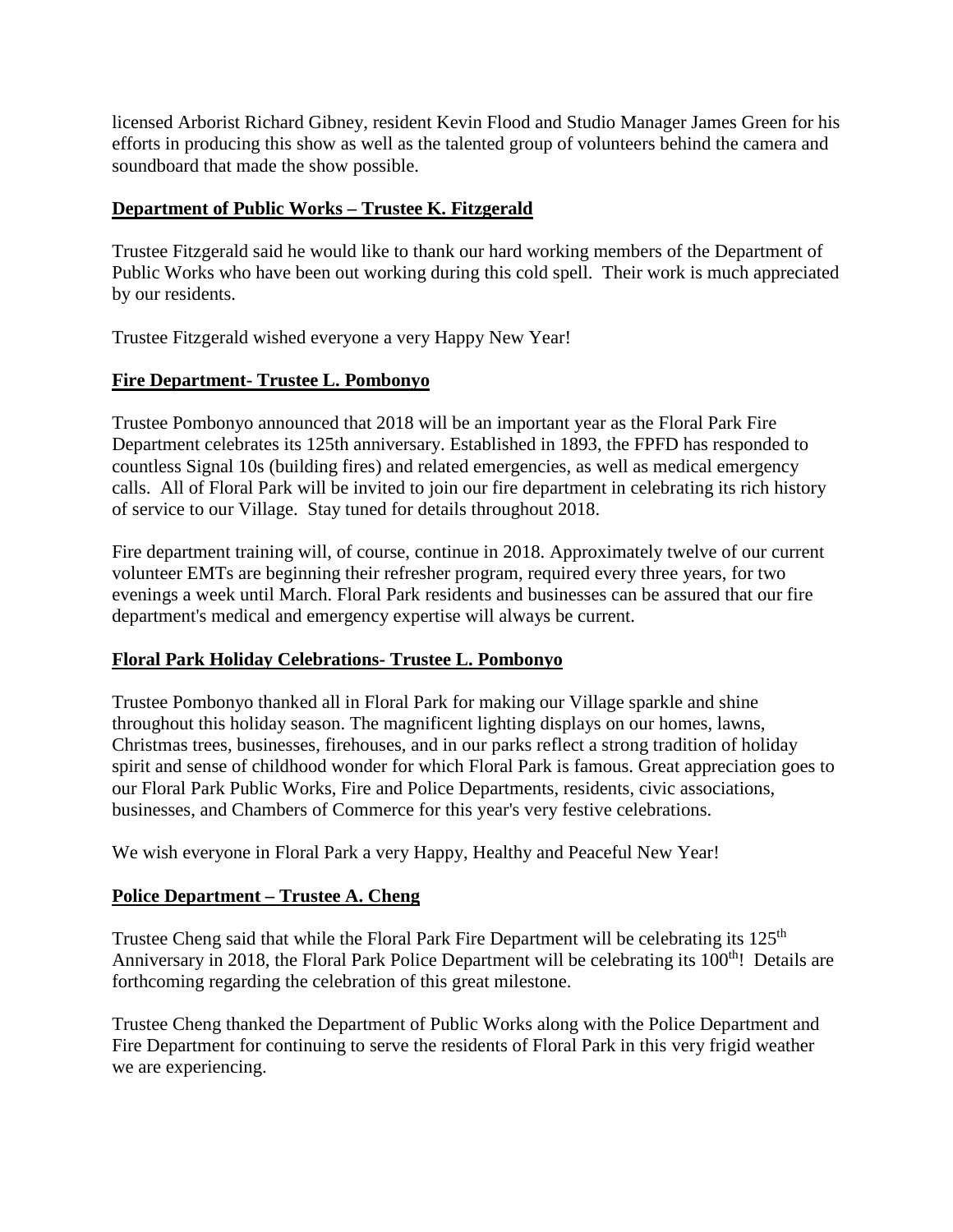licensed Arborist Richard Gibney, resident Kevin Flood and Studio Manager James Green for his efforts in producing this show as well as the talented group of volunteers behind the camera and soundboard that made the show possible.

**Department of Public Works – Trustee K. Fitzgerald**

Trustee Fitzgerald said he would like to thank our hard working members of the Department of Public Works who have been out working during this cold spell. Their work is much appreciated by our residents.

Trustee Fitzgerald wished everyone a very Happy New Year!

**Fire Department- Trustee L. Pombonyo**

Trustee Pombonyo announced that 2018 will be an important year as the Floral Park Fire Department celebrates its 125th anniversary. Established in 1893, the FPFD has responded to countless Signal 10s (building fires) and related emergencies, as well as medical emergency calls. All of Floral Park will be invited to join our fire department in celebrating its rich history of service to our Village. Stay tuned for details throughout 2018.

Fire department training will, of course, continue in 2018. Approximately twelve of our current volunteer EMTs are beginning their refresher program, required every three years, for two evenings a week until March. Floral Park residents and businesses can be assured that our fire department's medical and emergency expertise will always be current.

**Floral Park Holiday Celebrations- Trustee L. Pombonyo**

Trustee Pombonyo thanked all in Floral Park for making our Village sparkle and shine throughout this holiday season. The magnificent lighting displays on our homes, lawns, Christmas trees, businesses, firehouses, and in our parks reflect a strong tradition of holiday spirit and sense of childhood wonder for which Floral Park is famous. Great appreciation goes to our Floral Park Public Works, Fire and Police Departments, residents, civic associations, businesses, and Chambers of Commerce for this year's very festive celebrations.

We wish everyone in Floral Park a very Happy, Healthy and Peaceful New Year!

**Police Department – Trustee A. Cheng**

Trustee Cheng said that while the Floral Park Fire Department will be celebrating its 125th Anniversary in 2018, the Floral Park Police Department will be celebrating its 100th! Details are forthcoming regarding the celebration of this great milestone.

Trustee Cheng thanked the Department of Public Works along with the Police Department and Fire Department for continuing to serve the residents of Floral Park in this very frigid weather we are experiencing.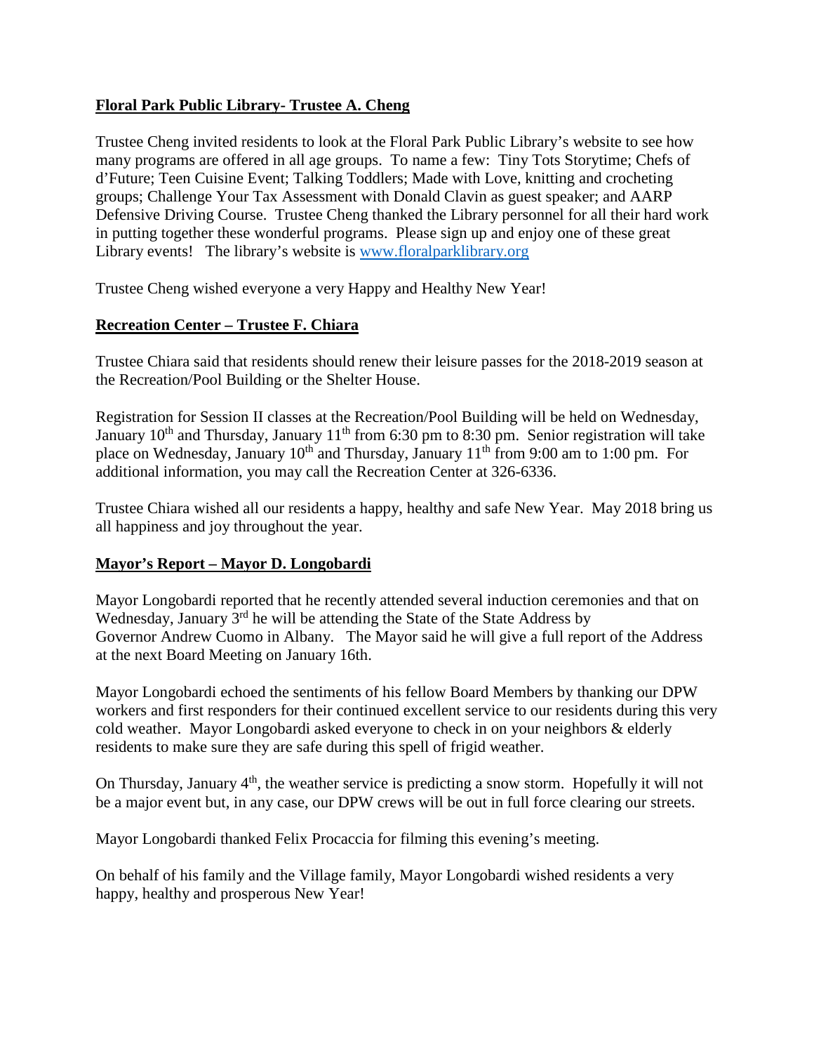**Floral Park Public Library- Trustee A. Cheng**

Trustee Cheng invited residents to look at the Floral Park Public Library's website to see how many programs are offered in all age groups. To name a few: Tiny Tots Storytime; Chefs of d'Future; Teen Cuisine Event; Talking Toddlers; Made with Love, knitting and crocheting groups; Challenge Your Tax Assessment with Donald Clavin as guest speaker; and AARP Defensive Driving Course. Trustee Cheng thanked the Library personnel for all their hard work in putting together these wonderful programs. Please sign up and enjoy one of these great Library events! The library's website is [www.floralparklibrary.org](http://www.floralparklibrary.org)

Trustee Cheng wished everyone a very Happy and Healthy New Year!

**Recreation Center – Trustee F. Chiara**

Trustee Chiara said that residents should renew their leisure passes for the 2018-2019 season at the Recreation/Pool Building or the Shelter House.

Registration for Session II classes at the Recreation/Pool Building will be held on Wednesday, January 10th and Thursday, January 11th from 6:30 pm to 8:30 pm. Senior registration will take place on Wednesday, January 10th and Thursday, January 11th from 9:00 am to 1:00 pm. For additional information, you may call the Recreation Center at 326-6336.

Trustee Chiara wished all our residents a happy, healthy and safe New Year. May 2018 bring us all happiness and joy throughout the year.

**Mayor's Report – Mayor D. Longobardi**

Mayor Longobardi reported that he recently attended several induction ceremonies and that on Wednesday, January 3rd he will be attending the State of the State Address by Governor Andrew Cuomo in Albany. The Mayor said he will give a full report of the Address at the next Board Meeting on January 16th.

Mayor Longobardi echoed the sentiments of his fellow Board Members by thanking our DPW workers and first responders for their continued excellent service to our residents during this very cold weather. Mayor Longobardi asked everyone to check in on your neighbors & elderly residents to make sure they are safe during this spell of frigid weather.

On Thursday, January 4th, the weather service is predicting a snow storm. Hopefully it will not be a major event but, in any case, our DPW crews will be out in full force clearing our streets.

Mayor Longobardi thanked Felix Procaccia for filming this evening's meeting.

On behalf of his family and the Village family, Mayor Longobardi wished residents a very happy, healthy and prosperous New Year!